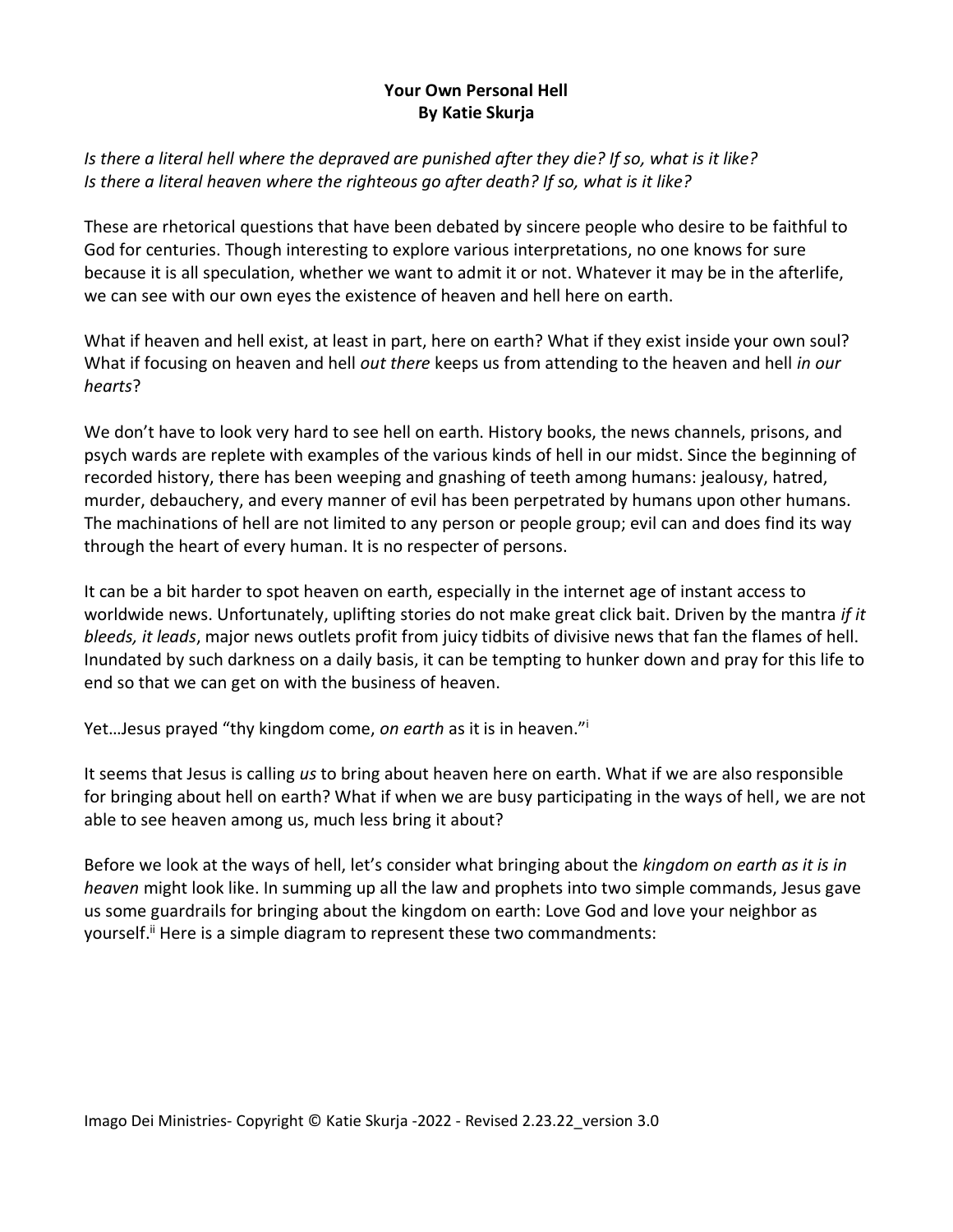**Your Own Personal Hell**
**By Katie Skurja**

*Is there a literal hell where the depraved are punished after they die? If so, what is it like?*
*Is there a literal heaven where the righteous go after death? If so, what is it like?*

These are rhetorical questions that have been debated by sincere people who desire to be faithful to God for centuries. Though interesting to explore various interpretations, no one knows for sure because it is all speculation, whether we want to admit it or not. Whatever it may be in the afterlife, we can see with our own eyes the existence of heaven and hell here on earth.

What if heaven and hell exist, at least in part, here on earth? What if they exist inside your own soul? What if focusing on heaven and hell *out there* keeps us from attending to the heaven and hell *in our hearts*?

We don't have to look very hard to see hell on earth. History books, the news channels, prisons, and psych wards are replete with examples of the various kinds of hell in our midst. Since the beginning of recorded history, there has been weeping and gnashing of teeth among humans: jealousy, hatred, murder, debauchery, and every manner of evil has been perpetrated by humans upon other humans. The machinations of hell are not limited to any person or people group; evil can and does find its way through the heart of every human. It is no respecter of persons.

It can be a bit harder to spot heaven on earth, especially in the internet age of instant access to worldwide news. Unfortunately, uplifting stories do not make great click bait. Driven by the mantra *if it bleeds, it leads*, major news outlets profit from juicy tidbits of divisive news that fan the flames of hell. Inundated by such darkness on a daily basis, it can be tempting to hunker down and pray for this life to end so that we can get on with the business of heaven.

Yet…Jesus prayed "thy kingdom come, *on earth* as it is in heaven."[i]

It seems that Jesus is calling *us* to bring about heaven here on earth. What if we are also responsible for bringing about hell on earth? What if when we are busy participating in the ways of hell, we are not able to see heaven among us, much less bring it about?

Before we look at the ways of hell, let's consider what bringing about the *kingdom on earth as it is in heaven* might look like. In summing up all the law and prophets into two simple commands, Jesus gave us some guardrails for bringing about the kingdom on earth: Love God and love your neighbor as yourself.[ii] Here is a simple diagram to represent these two commandments: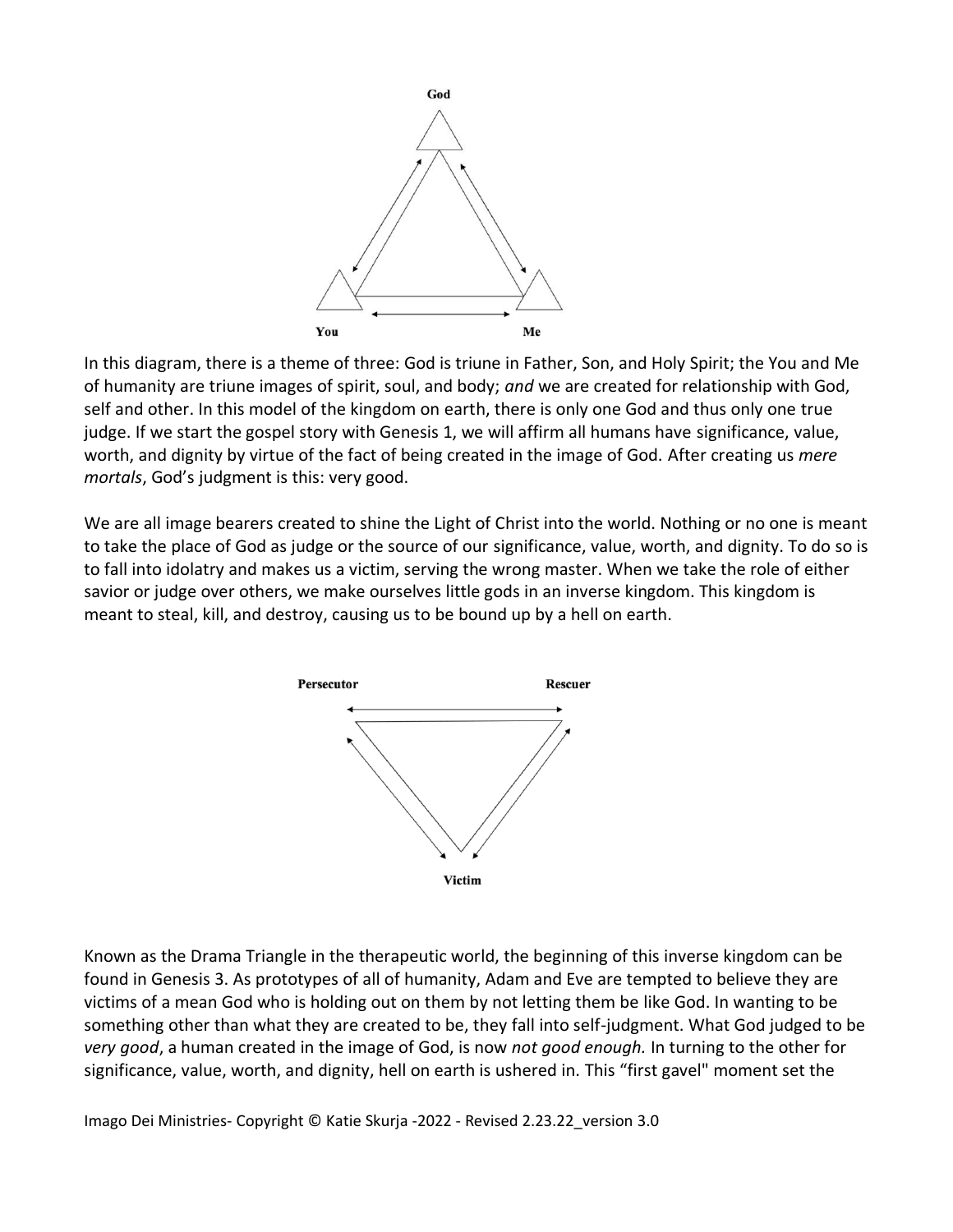God

You Me

In this diagram, there is a theme of three: God is triune in Father, Son, and Holy Spirit; the You and Me of humanity are triune images of spirit, soul, and body; *and* we are created for relationship with God, self and other. In this model of the kingdom on earth, there is only one God and thus only one true judge. If we start the gospel story with Genesis 1, we will affirm all humans have significance, value, worth, and dignity by virtue of the fact of being created in the image of God. After creating us *mere mortals*, God's judgment is this: very good.

We are all image bearers created to shine the Light of Christ into the world. Nothing or no one is meant to take the place of God as judge or the source of our significance, value, worth, and dignity. To do so is to fall into idolatry and makes us a victim, serving the wrong master. When we take the role of either savior or judge over others, we make ourselves little gods in an inverse kingdom. This kingdom is meant to steal, kill, and destroy, causing us to be bound up by a hell on earth.

Persecutor Rescuer

Victim

Known as the Drama Triangle in the therapeutic world, the beginning of this inverse kingdom can be found in Genesis 3. As prototypes of all of humanity, Adam and Eve are tempted to believe they are victims of a mean God who is holding out on them by not letting them be like God. In wanting to be something other than what they are created to be, they fall into self-judgment. What God judged to be *very good*, a human created in the image of God, is now *not good enough.* In turning to the other for significance, value, worth, and dignity, hell on earth is ushered in. This "first gavel" moment set the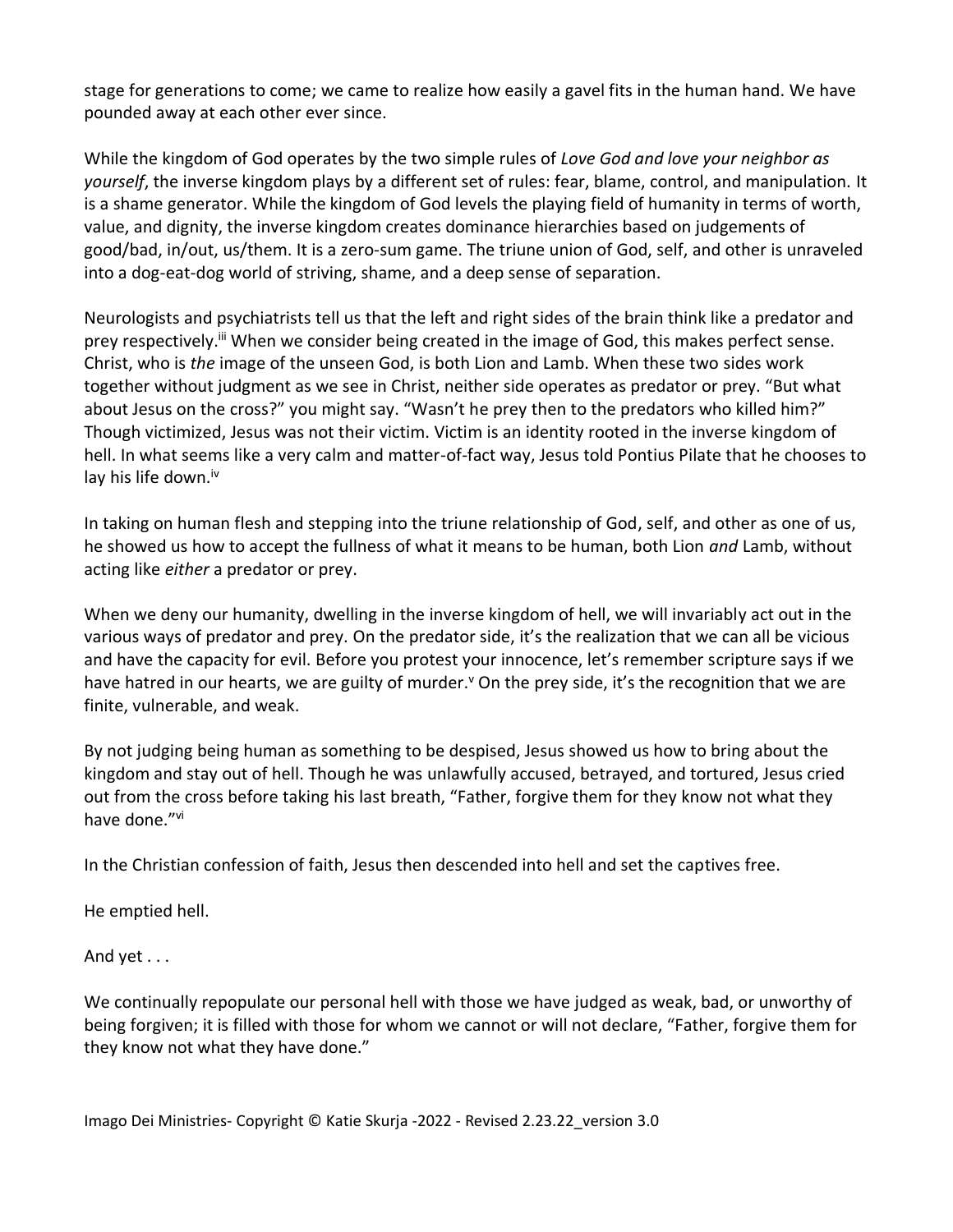stage for generations to come; we came to realize how easily a gavel fits in the human hand. We have pounded away at each other ever since.

While the kingdom of God operates by the two simple rules of *Love God and love your neighbor as yourself*, the inverse kingdom plays by a different set of rules: fear, blame, control, and manipulation. It is a shame generator. While the kingdom of God levels the playing field of humanity in terms of worth, value, and dignity, the inverse kingdom creates dominance hierarchies based on judgements of good/bad, in/out, us/them. It is a zero-sum game. The triune union of God, self, and other is unraveled into a dog-eat-dog world of striving, shame, and a deep sense of separation.

Neurologists and psychiatrists tell us that the left and right sides of the brain think like a predator and prey respectively.[iii] When we consider being created in the image of God, this makes perfect sense. Christ, who is *the* image of the unseen God, is both Lion and Lamb. When these two sides work together without judgment as we see in Christ, neither side operates as predator or prey. "But what about Jesus on the cross?" you might say. "Wasn't he prey then to the predators who killed him?" Though victimized, Jesus was not their victim. Victim is an identity rooted in the inverse kingdom of hell. In what seems like a very calm and matter-of-fact way, Jesus told Pontius Pilate that he chooses to lay his life down.[iv]

In taking on human flesh and stepping into the triune relationship of God, self, and other as one of us, he showed us how to accept the fullness of what it means to be human, both Lion *and* Lamb, without acting like *either* a predator or prey.

When we deny our humanity, dwelling in the inverse kingdom of hell, we will invariably act out in the various ways of predator and prey. On the predator side, it's the realization that we can all be vicious and have the capacity for evil. Before you protest your innocence, let's remember scripture says if we have hatred in our hearts, we are guilty of murder.[v] On the prey side, it's the recognition that we are finite, vulnerable, and weak.

By not judging being human as something to be despised, Jesus showed us how to bring about the kingdom and stay out of hell. Though he was unlawfully accused, betrayed, and tortured, Jesus cried out from the cross before taking his last breath, "Father, forgive them for they know not what they have done."[vi]

In the Christian confession of faith, Jesus then descended into hell and set the captives free.

He emptied hell.

And yet . . .

We continually repopulate our personal hell with those we have judged as weak, bad, or unworthy of being forgiven; it is filled with those for whom we cannot or will not declare, "Father, forgive them for they know not what they have done."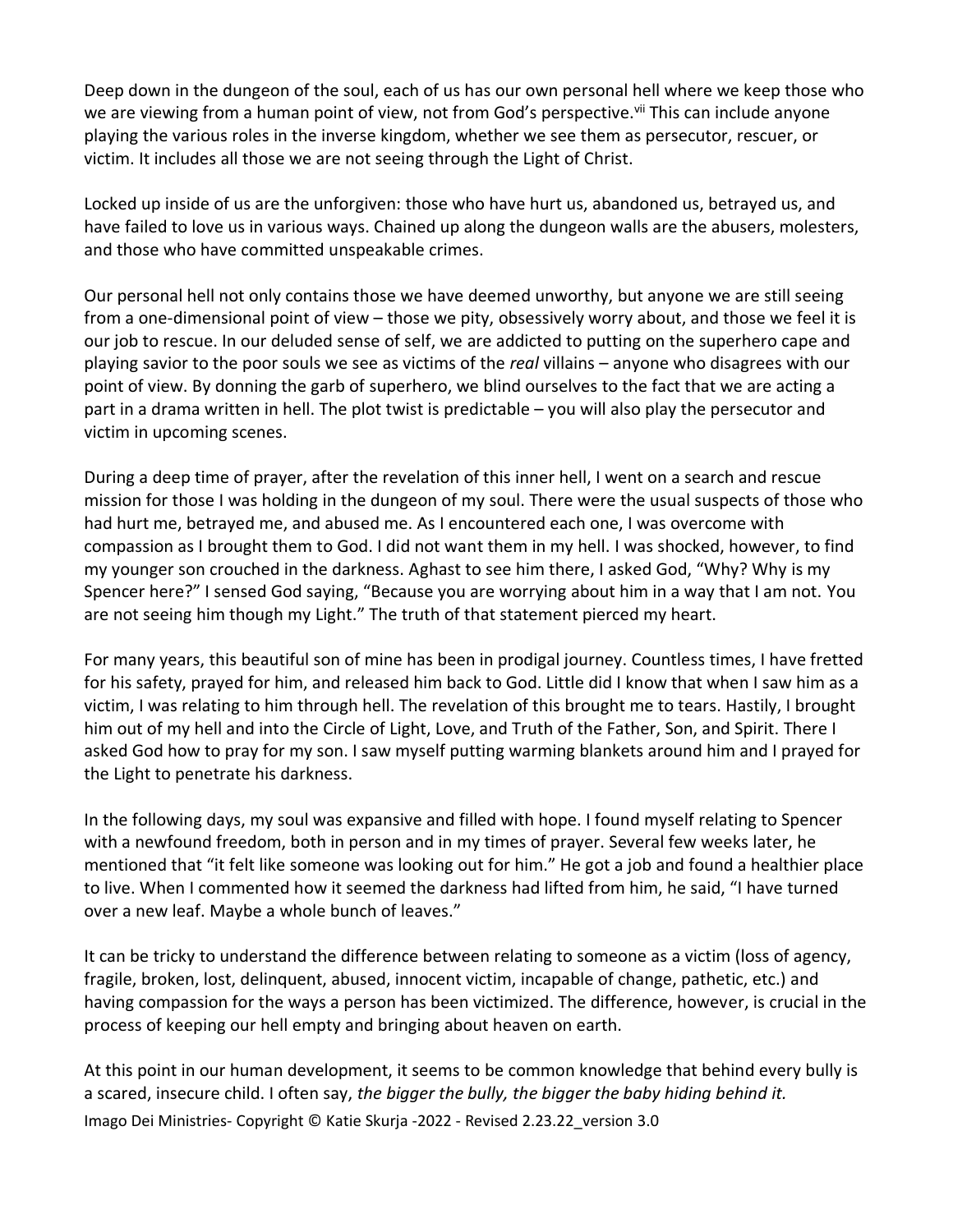Deep down in the dungeon of the soul, each of us has our own personal hell where we keep those who we are viewing from a human point of view, not from God's perspective.[vii] This can include anyone playing the various roles in the inverse kingdom, whether we see them as persecutor, rescuer, or victim. It includes all those we are not seeing through the Light of Christ.

Locked up inside of us are the unforgiven: those who have hurt us, abandoned us, betrayed us, and have failed to love us in various ways. Chained up along the dungeon walls are the abusers, molesters, and those who have committed unspeakable crimes.

Our personal hell not only contains those we have deemed unworthy, but anyone we are still seeing from a one-dimensional point of view – those we pity, obsessively worry about, and those we feel it is our job to rescue. In our deluded sense of self, we are addicted to putting on the superhero cape and playing savior to the poor souls we see as victims of the *real* villains – anyone who disagrees with our point of view. By donning the garb of superhero, we blind ourselves to the fact that we are acting a part in a drama written in hell. The plot twist is predictable – you will also play the persecutor and victim in upcoming scenes.

During a deep time of prayer, after the revelation of this inner hell, I went on a search and rescue mission for those I was holding in the dungeon of my soul. There were the usual suspects of those who had hurt me, betrayed me, and abused me. As I encountered each one, I was overcome with compassion as I brought them to God. I did not want them in my hell. I was shocked, however, to find my younger son crouched in the darkness. Aghast to see him there, I asked God, "Why? Why is my Spencer here?" I sensed God saying, "Because you are worrying about him in a way that I am not. You are not seeing him though my Light." The truth of that statement pierced my heart.

For many years, this beautiful son of mine has been in prodigal journey. Countless times, I have fretted for his safety, prayed for him, and released him back to God. Little did I know that when I saw him as a victim, I was relating to him through hell. The revelation of this brought me to tears. Hastily, I brought him out of my hell and into the Circle of Light, Love, and Truth of the Father, Son, and Spirit. There I asked God how to pray for my son. I saw myself putting warming blankets around him and I prayed for the Light to penetrate his darkness.

In the following days, my soul was expansive and filled with hope. I found myself relating to Spencer with a newfound freedom, both in person and in my times of prayer. Several few weeks later, he mentioned that "it felt like someone was looking out for him." He got a job and found a healthier place to live. When I commented how it seemed the darkness had lifted from him, he said, "I have turned over a new leaf. Maybe a whole bunch of leaves."

It can be tricky to understand the difference between relating to someone as a victim (loss of agency, fragile, broken, lost, delinquent, abused, innocent victim, incapable of change, pathetic, etc.) and having compassion for the ways a person has been victimized. The difference, however, is crucial in the process of keeping our hell empty and bringing about heaven on earth.

At this point in our human development, it seems to be common knowledge that behind every bully is a scared, insecure child. I often say, *the bigger the bully, the bigger the baby hiding behind it.*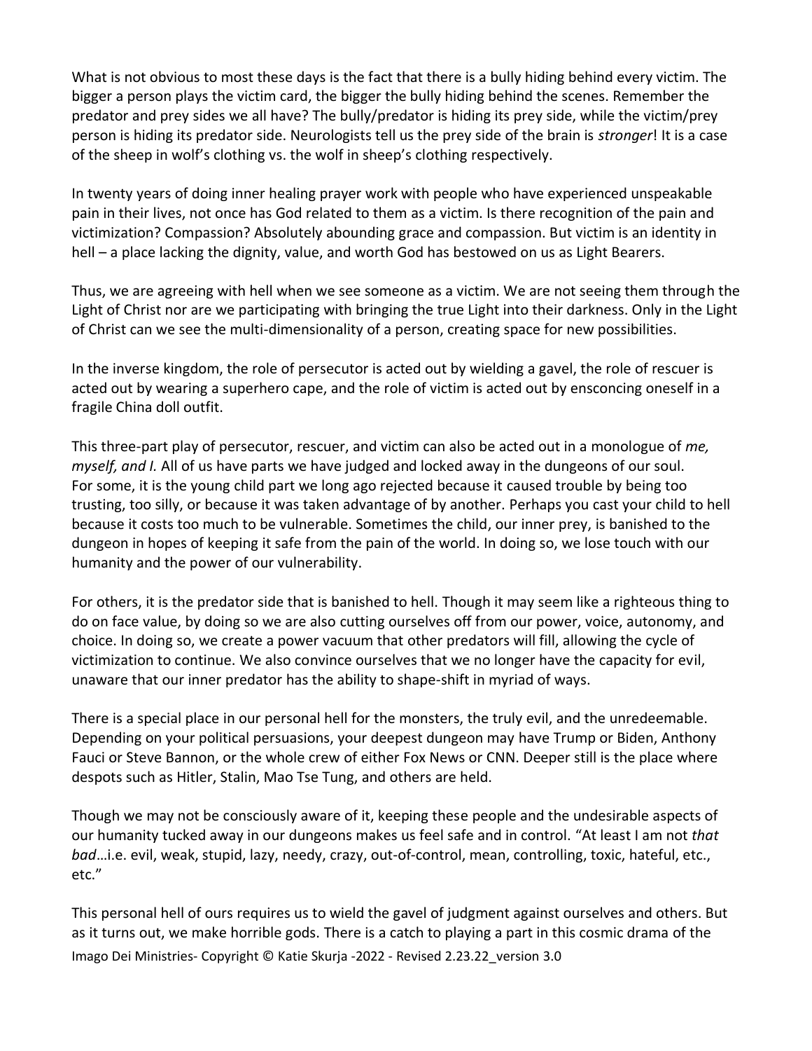What is not obvious to most these days is the fact that there is a bully hiding behind every victim. The bigger a person plays the victim card, the bigger the bully hiding behind the scenes. Remember the predator and prey sides we all have? The bully/predator is hiding its prey side, while the victim/prey person is hiding its predator side. Neurologists tell us the prey side of the brain is *stronger*! It is a case of the sheep in wolf's clothing vs. the wolf in sheep's clothing respectively.

In twenty years of doing inner healing prayer work with people who have experienced unspeakable pain in their lives, not once has God related to them as a victim. Is there recognition of the pain and victimization? Compassion? Absolutely abounding grace and compassion. But victim is an identity in hell – a place lacking the dignity, value, and worth God has bestowed on us as Light Bearers.

Thus, we are agreeing with hell when we see someone as a victim. We are not seeing them through the Light of Christ nor are we participating with bringing the true Light into their darkness. Only in the Light of Christ can we see the multi-dimensionality of a person, creating space for new possibilities.

In the inverse kingdom, the role of persecutor is acted out by wielding a gavel, the role of rescuer is acted out by wearing a superhero cape, and the role of victim is acted out by ensconcing oneself in a fragile China doll outfit.

This three-part play of persecutor, rescuer, and victim can also be acted out in a monologue of *me, myself, and I.* All of us have parts we have judged and locked away in the dungeons of our soul. For some, it is the young child part we long ago rejected because it caused trouble by being too trusting, too silly, or because it was taken advantage of by another. Perhaps you cast your child to hell because it costs too much to be vulnerable. Sometimes the child, our inner prey, is banished to the dungeon in hopes of keeping it safe from the pain of the world. In doing so, we lose touch with our humanity and the power of our vulnerability.

For others, it is the predator side that is banished to hell. Though it may seem like a righteous thing to do on face value, by doing so we are also cutting ourselves off from our power, voice, autonomy, and choice. In doing so, we create a power vacuum that other predators will fill, allowing the cycle of victimization to continue. We also convince ourselves that we no longer have the capacity for evil, unaware that our inner predator has the ability to shape-shift in myriad of ways.

There is a special place in our personal hell for the monsters, the truly evil, and the unredeemable. Depending on your political persuasions, your deepest dungeon may have Trump or Biden, Anthony Fauci or Steve Bannon, or the whole crew of either Fox News or CNN. Deeper still is the place where despots such as Hitler, Stalin, Mao Tse Tung, and others are held.

Though we may not be consciously aware of it, keeping these people and the undesirable aspects of our humanity tucked away in our dungeons makes us feel safe and in control. "At least I am not *that bad*…i.e. evil, weak, stupid, lazy, needy, crazy, out-of-control, mean, controlling, toxic, hateful, etc., etc."

This personal hell of ours requires us to wield the gavel of judgment against ourselves and others. But as it turns out, we make horrible gods. There is a catch to playing a part in this cosmic drama of the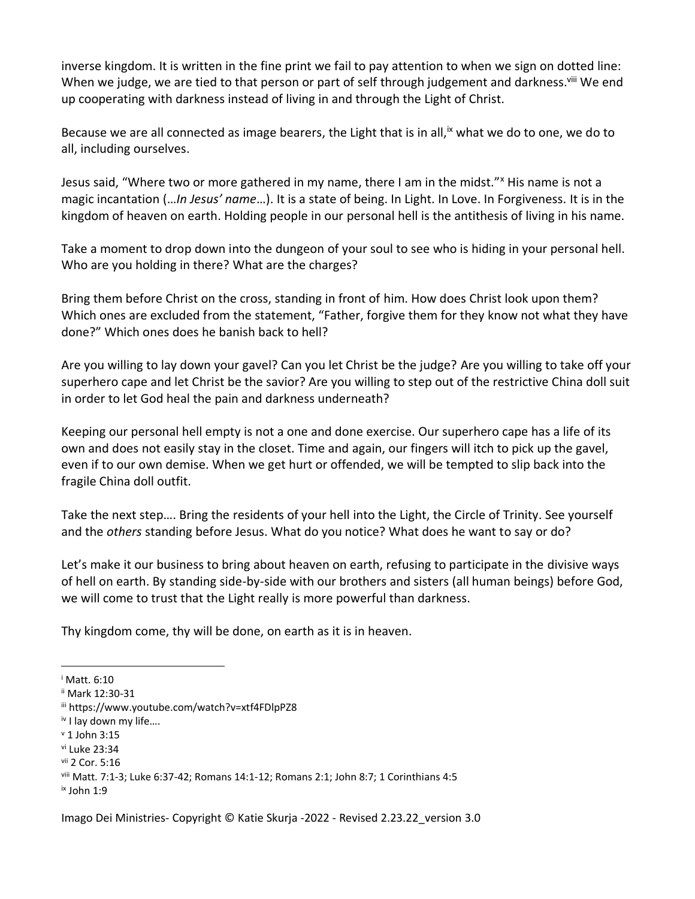inverse kingdom. It is written in the fine print we fail to pay attention to when we sign on dotted line: When we judge, we are tied to that person or part of self through judgement and darkness.[viii] We end up cooperating with darkness instead of living in and through the Light of Christ.

Because we are all connected as image bearers, the Light that is in all,[ix] what we do to one, we do to all, including ourselves.

Jesus said, "Where two or more gathered in my name, there I am in the midst."[x] His name is not a magic incantation (…*In Jesus' name*…). It is a state of being. In Light. In Love. In Forgiveness. It is in the kingdom of heaven on earth. Holding people in our personal hell is the antithesis of living in his name.

Take a moment to drop down into the dungeon of your soul to see who is hiding in your personal hell. Who are you holding in there? What are the charges?

Bring them before Christ on the cross, standing in front of him. How does Christ look upon them? Which ones are excluded from the statement, "Father, forgive them for they know not what they have done?" Which ones does he banish back to hell?

Are you willing to lay down your gavel? Can you let Christ be the judge? Are you willing to take off your superhero cape and let Christ be the savior? Are you willing to step out of the restrictive China doll suit in order to let God heal the pain and darkness underneath?

Keeping our personal hell empty is not a one and done exercise. Our superhero cape has a life of its own and does not easily stay in the closet. Time and again, our fingers will itch to pick up the gavel, even if to our own demise. When we get hurt or offended, we will be tempted to slip back into the fragile China doll outfit.

Take the next step…. Bring the residents of your hell into the Light, the Circle of Trinity. See yourself and the *others* standing before Jesus. What do you notice? What does he want to say or do?

Let's make it our business to bring about heaven on earth, refusing to participate in the divisive ways of hell on earth. By standing side-by-side with our brothers and sisters (all human beings) before God, we will come to trust that the Light really is more powerful than darkness.

Thy kingdom come, thy will be done, on earth as it is in heaven.

---

[i] Matt. 6:10
[ii] Mark 12:30-31
[iii] https://www.youtube.com/watch?v=xtf4FDlpPZ8
[iv] I lay down my life….
[v] 1 John 3:15
[vi] Luke 23:34
[vii] 2 Cor. 5:16
[viii] Matt. 7:1-3; Luke 6:37-42; Romans 14:1-12; Romans 2:1; John 8:7; 1 Corinthians 4:5
[ix] John 1:9

Imago Dei Ministries- Copyright © Katie Skurja -2022 - Revised 2.23.22_version 3.0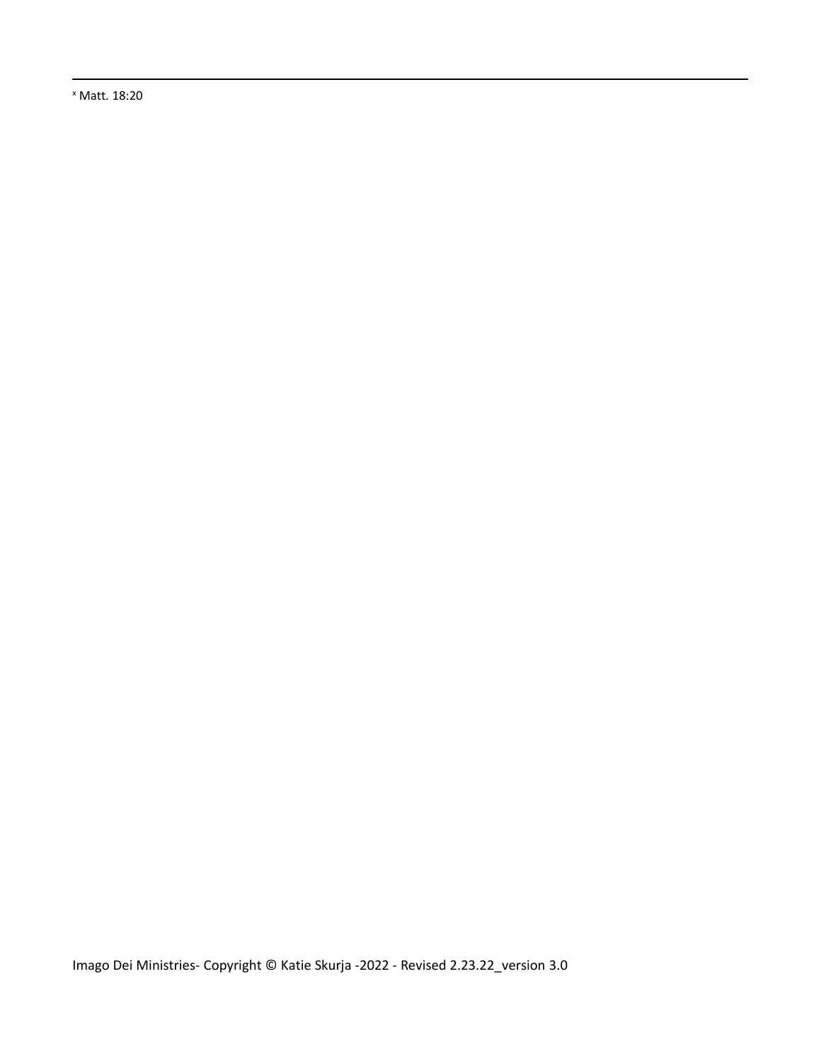[x] Matt. 18:20